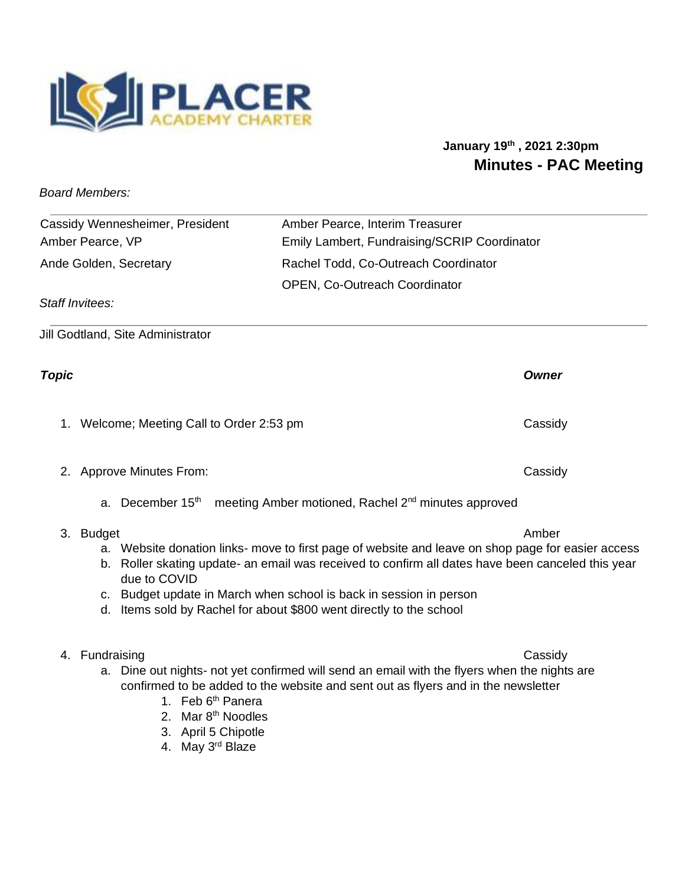PLACER ACADEMY CHARTER

**January 19th , 2021 2:30pm**

# Minutes - PAC Meeting

*Board Members:*

| | |
|---|---|
| Cassidy Wennesheimer, President | Amber Pearce, Interim Treasurer |
| Amber Pearce, VP | Emily Lambert, Fundraising/SCRIP Coordinator |
| Ande Golden, Secretary | Rachel Todd, Co-Outreach Coordinator |
| | OPEN, Co-Outreach Coordinator |

*Staff Invitees:*

Jill Godtland, Site Administrator

| ***Topic*** | ***Owner*** |
|---|---|
| 1. Welcome; Meeting Call to Order 2:53 pm | Cassidy |
| 2. Approve Minutes From: | Cassidy |
| 3. Budget | Amber |
| 4. Fundraising | Cassidy |

1. Welcome; Meeting Call to Order 2:53 pm — Cassidy

2. Approve Minutes From: — Cassidy
   a. December 15th meeting Amber motioned, Rachel 2nd minutes approved

3. Budget — Amber
   a. Website donation links- move to first page of website and leave on shop page for easier access
   b. Roller skating update- an email was received to confirm all dates have been canceled this year due to COVID
   c. Budget update in March when school is back in session in person
   d. Items sold by Rachel for about $800 went directly to the school

4. Fundraising — Cassidy
   a. Dine out nights- not yet confirmed will send an email with the flyers when the nights are confirmed to be added to the website and sent out as flyers and in the newsletter
      1. Feb 6th Panera
      2. Mar 8th Noodles
      3. April 5 Chipotle
      4. May 3rd Blaze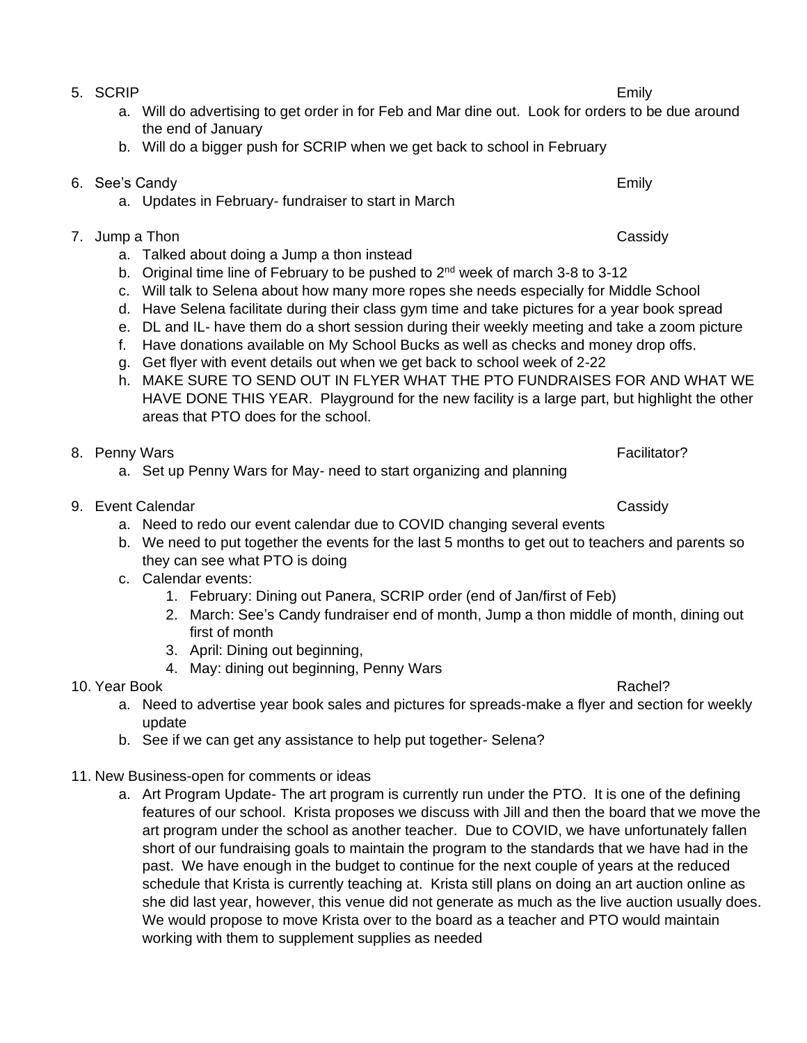5. SCRIP — Emily
    a. Will do advertising to get order in for Feb and Mar dine out. Look for orders to be due around the end of January
    b. Will do a bigger push for SCRIP when we get back to school in February

6. See's Candy — Emily
    a. Updates in February- fundraiser to start in March

7. Jump a Thon — Cassidy
    a. Talked about doing a Jump a thon instead
    b. Original time line of February to be pushed to 2nd week of march 3-8 to 3-12
    c. Will talk to Selena about how many more ropes she needs especially for Middle School
    d. Have Selena facilitate during their class gym time and take pictures for a year book spread
    e. DL and IL- have them do a short session during their weekly meeting and take a zoom picture
    f. Have donations available on My School Bucks as well as checks and money drop offs.
    g. Get flyer with event details out when we get back to school week of 2-22
    h. MAKE SURE TO SEND OUT IN FLYER WHAT THE PTO FUNDRAISES FOR AND WHAT WE HAVE DONE THIS YEAR. Playground for the new facility is a large part, but highlight the other areas that PTO does for the school.

8. Penny Wars — Facilitator?
    a. Set up Penny Wars for May- need to start organizing and planning

9. Event Calendar — Cassidy
    a. Need to redo our event calendar due to COVID changing several events
    b. We need to put together the events for the last 5 months to get out to teachers and parents so they can see what PTO is doing
    c. Calendar events:
        1. February: Dining out Panera, SCRIP order (end of Jan/first of Feb)
        2. March: See's Candy fundraiser end of month, Jump a thon middle of month, dining out first of month
        3. April: Dining out beginning,
        4. May: dining out beginning, Penny Wars

10. Year Book — Rachel?
    a. Need to advertise year book sales and pictures for spreads-make a flyer and section for weekly update
    b. See if we can get any assistance to help put together- Selena?

11. New Business-open for comments or ideas
    a. Art Program Update- The art program is currently run under the PTO. It is one of the defining features of our school. Krista proposes we discuss with Jill and then the board that we move the art program under the school as another teacher. Due to COVID, we have unfortunately fallen short of our fundraising goals to maintain the program to the standards that we have had in the past. We have enough in the budget to continue for the next couple of years at the reduced schedule that Krista is currently teaching at. Krista still plans on doing an art auction online as she did last year, however, this venue did not generate as much as the live auction usually does. We would propose to move Krista over to the board as a teacher and PTO would maintain working with them to supplement supplies as needed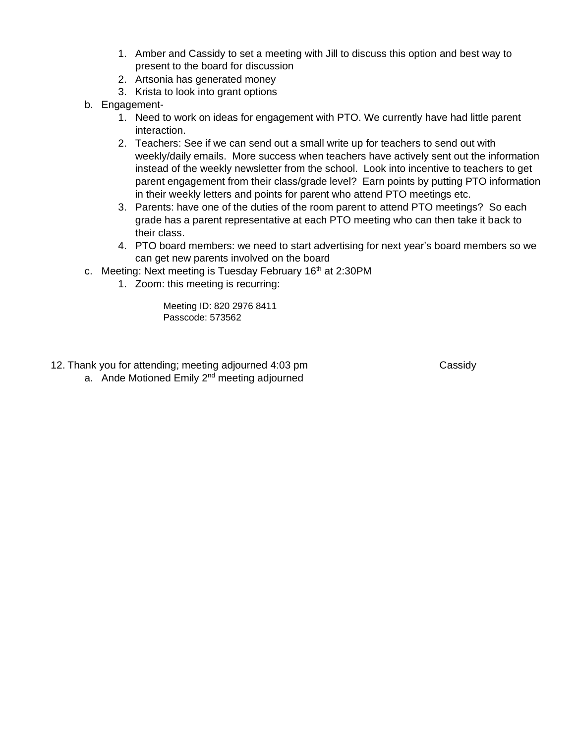1. Amber and Cassidy to set a meeting with Jill to discuss this option and best way to present to the board for discussion
2. Artsonia has generated money
3. Krista to look into grant options

b. Engagement-

1. Need to work on ideas for engagement with PTO. We currently have had little parent interaction.
2. Teachers: See if we can send out a small write up for teachers to send out with weekly/daily emails. More success when teachers have actively sent out the information instead of the weekly newsletter from the school. Look into incentive to teachers to get parent engagement from their class/grade level? Earn points by putting PTO information in their weekly letters and points for parent who attend PTO meetings etc.
3. Parents: have one of the duties of the room parent to attend PTO meetings? So each grade has a parent representative at each PTO meeting who can then take it back to their class.
4. PTO board members: we need to start advertising for next year's board members so we can get new parents involved on the board

c. Meeting: Next meeting is Tuesday February 16th at 2:30PM

1. Zoom: this meeting is recurring:

Meeting ID: 820 2976 8411
Passcode: 573562

12. Thank you for attending; meeting adjourned 4:03 pm Cassidy

a. Ande Motioned Emily 2nd meeting adjourned